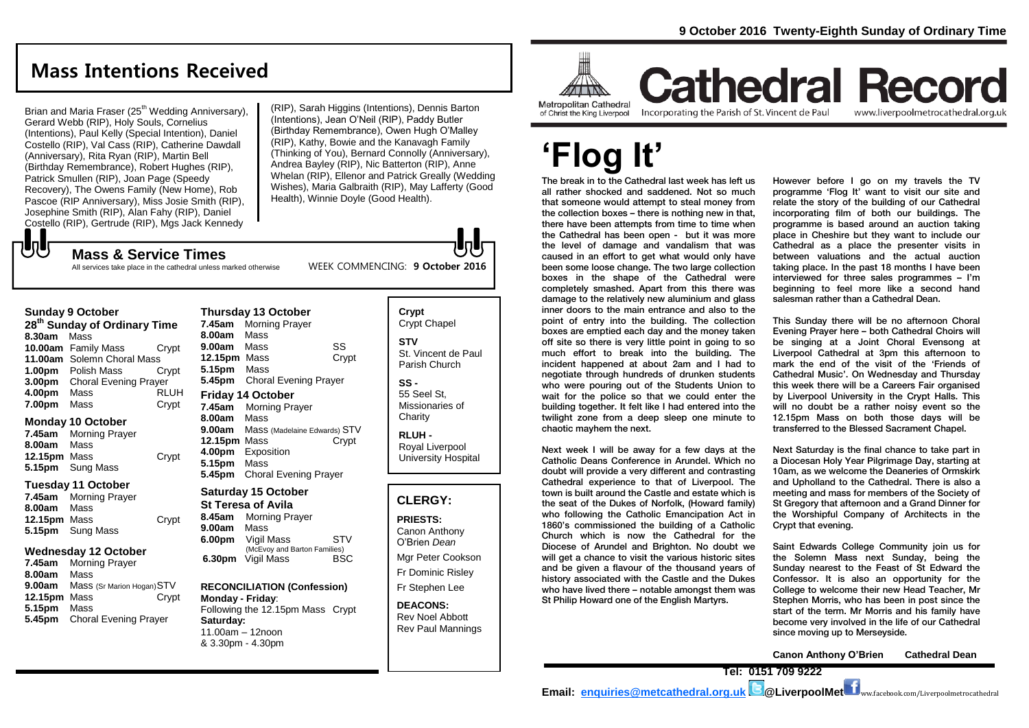# Cathedral Record

Metropolitan Cathedral of Christ the King Liverpool

Incorporating the Parish of St. Vincent de Paul

www.liverpoolmetrocathedral.org.uk

9 October 2016 Twenty-Eighth Sunday of Ordinary Time

# 'Flog It'

The break in to the Cathedral last week has left us all rather shocked and saddened. Not so much that someone would attempt to steal money from the collection boxes – there is nothing new in that, there have been attempts from time to time when the Cathedral has been open - but it was more the level of damage and vandalism that was caused in an effort to get what would only have been some loose change. The two large collection boxes in the shape of the Cathedral were completely smashed. Apart from this there was damage to the relatively new aluminium and glass inner doors to the main entrance and also to the point of entry into the building. The collection boxes are emptied each day and the money taken off site so there is very little point in going to so much effort to break into the building. The incident happened at about 2am and I had to negotiate through hundreds of drunken students who were pouring out of the Students Union to wait for the police so that we could enter the building together. It felt like I had entered into the twilight zone from a deep sleep one minute to chaotic mayhem the next.

Next week I will be away for a few days at the Catholic Deans Conference in Arundel. Which no doubt will provide a very different and contrasting Cathedral experience to that of Liverpool. The town is built around the Castle and estate which is the seat of the Dukes of Norfolk, (Howard family) who following the Catholic Emancipation Act in 1860's commissioned the building of a Catholic Church which is now the Cathedral for the Diocese of Arundel and Brighton. No doubt we will get a chance to visit the various historic sites and be given a flavour of the thousand years of history associated with the Castle and the Dukes who have lived there – notable amongst them was St Philip Howard one of the English Martyrs.

However before I go on my travels the TV programme 'Flog It' want to visit our site and relate the story of the building of our Cathedral incorporating film of both our buildings. The programme is based around an auction taking place in Cheshire but they want to include our Cathedral as a place the presenter visits in between valuations and the actual auction taking place. In the past 18 months I have been interviewed for three sales programmes – I'm beginning to feel more like a second hand salesman rather than a Cathedral Dean.

This Sunday there will be no afternoon Choral Evening Prayer here – both Cathedral Choirs will be singing at a Joint Choral Evensong at Liverpool Cathedral at 3pm this afternoon to mark the end of the visit of the 'Friends of Cathedral Music'. On Wednesday and Thursday this week there will be a Careers Fair organised by Liverpool University in the Crypt Halls. This will no doubt be a rather noisy event so the 12.15pm Mass on both those days will be transferred to the Blessed Sacrament Chapel.

Next Saturday is the final chance to take part in a Diocesan Holy Year Pilgrimage Day, starting at 10am, as we welcome the Deaneries of Ormskirk and Upholland to the Cathedral. There is also a meeting and mass for members of the Society of St Gregory that afternoon and a Grand Dinner for the Worshipful Company of Architects in the Crypt that evening.

Saint Edwards College Community join us for the Solemn Mass next Sunday, being the Sunday nearest to the Feast of St Edward the Confessor. It is also an opportunity for the College to welcome their new Head Teacher, Mr Stephen Morris, who has been in post since the start of the term. Mr Morris and his family have become very involved in the life of our Cathedral since moving up to Merseyside.

**Canon Anthony O'Brien Cathedral Dean**

## Mass Intentions Received

Brian and Maria Fraser (25th Wedding Anniversary), Gerard Webb (RIP), Holy Souls, Cornelius (Intentions), Paul Kelly (Special Intention), Daniel Costello (RIP), Val Cass (RIP), Catherine Dawdall (Anniversary), Rita Ryan (RIP), Martin Bell (Birthday Remembrance), Robert Hughes (RIP), Patrick Smullen (RIP), Joan Page (Speedy Recovery), The Owens Family (New Home), Rob Pascoe (RIP Anniversary), Miss Josie Smith (RIP), Josephine Smith (RIP), Alan Fahy (RIP), Daniel Costello (RIP), Gertrude (RIP), Mgs Jack Kennedy (RIP), Sarah Higgins (Intentions), Dennis Barton (Intentions), Jean O'Neil (RIP), Paddy Butler (Birthday Remembrance), Owen Hugh O'Malley (RIP), Kathy, Bowie and the Kanavagh Family (Thinking of You), Bernard Connolly (Anniversary), Andrea Bayley (RIP), Nic Batterton (RIP), Anne Whelan (RIP), Ellenor and Patrick Greally (Wedding Wishes), Maria Galbraith (RIP), May Lafferty (Good Health), Winnie Doyle (Good Health).

## Mass & Service Times

All services take place in the cathedral unless marked otherwise

WEEK COMMENCING: **9 October 2016**

### Sunday 9 October
**28th Sunday of Ordinary Time**

| | | |
|---|---|---|
| **8.30am** | Mass | |
| **10.00am** | Family Mass | Crypt |
| **11.00am** | Solemn Choral Mass | |
| **1.00pm** | Polish Mass | Crypt |
| **3.00pm** | Choral Evening Prayer | |
| **4.00pm** | Mass | RLUH |
| **7.00pm** | Mass | Crypt |

### Monday 10 October

| | | |
|---|---|---|
| **7.45am** | Morning Prayer | |
| **8.00am** | Mass | |
| **12.15pm** | Mass | Crypt |
| **5.15pm** | Sung Mass | |

### Tuesday 11 October

| | | |
|---|---|---|
| **7.45am** | Morning Prayer | |
| **8.00am** | Mass | |
| **12.15pm** | Mass | Crypt |
| **5.15pm** | Sung Mass | |

### Wednesday 12 October

| | | |
|---|---|---|
| **7.45am** | Morning Prayer | |
| **8.00am** | Mass | |
| **9.00am** | Mass (Sr Marion Hogan) | STV |
| **12.15pm** | Mass | Crypt |
| **5.15pm** | Mass | |
| **5.45pm** | Choral Evening Prayer | |

### Thursday 13 October

| | | |
|---|---|---|
| **7.45am** | Morning Prayer | |
| **8.00am** | Mass | |
| **9.00am** | Mass | SS |
| **12.15pm** | Mass | Crypt |
| **5.15pm** | Mass | |
| **5.45pm** | Choral Evening Prayer | |

### Friday 14 October

| | | |
|---|---|---|
| **7.45am** | Morning Prayer | |
| **8.00am** | Mass | |
| **9.00am** | Mass (Madelaine Edwards) | STV |
| **12.15pm** | Mass | Crypt |
| **4.00pm** | Exposition | |
| **5.15pm** | Mass | |
| **5.45pm** | Choral Evening Prayer | |

### Saturday 15 October
**St Teresa of Avila**

| | | |
|---|---|---|
| **8.45am** | Morning Prayer | |
| **9.00am** | Mass | |
| **6.00pm** | Vigil Mass (McEvoy and Barton Families) | STV |
| **6.30pm** | Vigil Mass | BSC |

**RECONCILIATION (Confession)**
**Monday - Friday**:
Following the 12.15pm Mass Crypt
**Saturday:**
11.00am – 12noon
& 3.30pm - 4.30pm

**Crypt**
Crypt Chapel

**STV**
St. Vincent de Paul Parish Church

**SS -**
55 Seel St, Missionaries of Charity

**RLUH -**
Royal Liverpool University Hospital

## CLERGY:

**PRIESTS:**
Canon Anthony O'Brien *Dean*
Mgr Peter Cookson
Fr Dominic Risley
Fr Stephen Lee

**DEACONS:**
Rev Noel Abbott
Rev Paul Mannings

**Tel: 0151 709 9222**

**Email: enquiries@metcathedral.org.uk @LiverpoolMet** www.facebook.com/Liverpoolmetrocathedral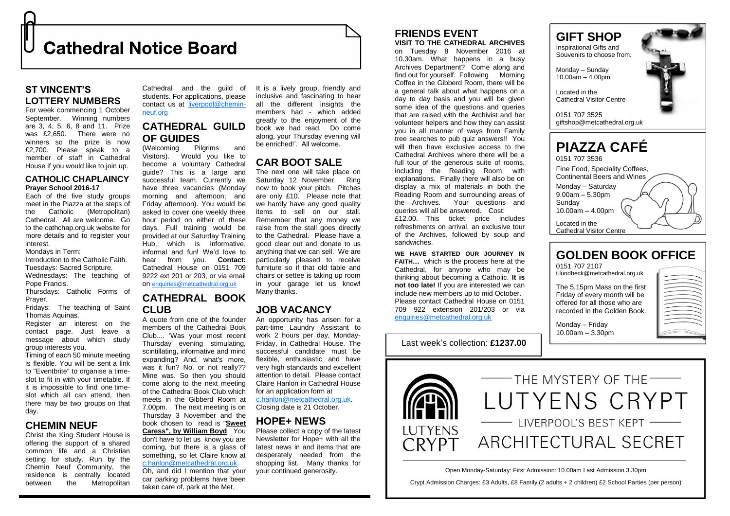# Cathedral Notice Board

## ST VINCENT'S LOTTERY NUMBERS

For week commencing 1 October September. Winning numbers are 3, 4, 5, 6, 8 and 11. Prize was £2,650. There were no winners so the prize is now £2,700. Please speak to a member of staff in Cathedral House if you would like to join up.

### CATHOLIC CHAPLAINCY

**Prayer School 2016-17**

Each of the five study groups meet in the Piazza at the steps of the Catholic (Metropolitan) Cathedral. All are welcome. Go to the cathchap.org.uk website for more details and to register your interest.

Mondays in Term:

Introduction to the Catholic Faith.

Tuesdays: Sacred Scripture.

Wednesdays: The teaching of Pope Francis.

Thursdays: Catholic Forms of Prayer.

Fridays: The teaching of Saint Thomas Aquinas.

Register an interest on the contact page. Just leave a message about which study group interests you.

Timing of each 50 minute meeting is flexible. You will be sent a link to "Eventbrite" to organise a time-slot to fit in with your timetable. If it is impossible to find one time-slot which all can attend, then there may be two groups on that day.

## CHEMIN NEUF

Christ the King Student House is offering the support of a shared common life and a Christian setting for study. Run by the Chemin Neuf Community, the residence is centrally located between the Metropolitan Cathedral and the guild of students. For applications, please contact us at liverpool@chemin-neuf.org

## CATHEDRAL GUILD OF GUIDES

(Welcoming Pilgrims and Visitors). Would you like to become a voluntary Cathedral guide? This is a large and successful team. Currently we have three vacancies (Monday morning and afternoon; and Friday afternoon). You would be asked to cover one weekly three hour period on either of these days. Full training would be provided at our Saturday Training Hub, which is informative, informal and fun! We'd love to hear from you. **Contact:** Cathedral House on 0151 709 9222 ext 201 or 203, or via email on enquiries@metcathedral.org.uk

## CATHEDRAL BOOK CLUB

A quote from one of the founder members of the Cathedral Book Club.... 'Was your most recent Thursday evening stimulating, scintillating, informative and mind expanding? And, what's more, was it fun? No, or not really?? Mine was. So then you should come along to the next meeting of the Cathedral Book Club which meets in the Gibberd Room at 7.00pm. The next meeting is on Thursday 3 November and the book chosen to read is "**Sweet Caress", by William Boyd**. You don't have to let us know you are coming, but there is a glass of something, so let Claire know at c.hanlon@metcathedral.org.uk. Oh, and did I mention that your car parking problems have been taken care of, park at the Met. It is a lively group, friendly and inclusive and fascinating to hear all the different insights the members had - which added greatly to the enjoyment of the book we had read. Do come along, your Thursday evening will be enriched!'. All welcome.

## CAR BOOT SALE

The next one will take place on Saturday 12 November. Ring now to book your pitch. Pitches are only £10. Please note that we hardly have any good quality items to sell on our stall. Remember that any money we raise from the stall goes directly to the Cathedral. Please have a good clear out and donate to us anything that we can sell. We are particularly pleased to receive furniture so if that old table and chairs or settee is taking up room in your garage let us know! Many thanks.

## JOB VACANCY

An opportunity has arisen for a part-time Laundry Assistant to work 2 hours per day, Monday-Friday, in Cathedral House. The successful candidate must be flexible, enthusiastic and have very high standards and excellent attention to detail. Please contact Claire Hanlon in Cathedral House for an application form at c.hanlon@metcathedral.org.uk. Closing date is 21 October.

## HOPE+ NEWS

Please collect a copy of the latest Newsletter for Hope+ with all the latest news in and items that are desperately needed from the shopping list. Many thanks for your continued generosity.

## FRIENDS EVENT

**VISIT TO THE CATHEDRAL ARCHIVES**

on Tuesday 8 November 2016 at 10.30am. What happens in a busy Archives Department? Come along and find out for yourself. Following Morning Coffee in the Gibberd Room, there will be a general talk about what happens on a day to day basis and you will be given some idea of the questions and queries that are raised with the Archivist and her volunteer helpers and how they can assist you in all manner of ways from Family tree searches to pub quiz answers!! You will then have exclusive access to the Cathedral Archives where there will be a full tour of the generous suite of rooms, including the Reading Room, with explanations. Finally there will also be on display a mix of materials in both the Reading Room and surrounding areas of the Archives. Your questions and queries will all be answered. Cost: £12.00. This ticket price includes refreshments on arrival, an exclusive tour of the Archives, followed by soup and sandwiches.

**WE HAVE STARTED OUR JOURNEY IN FAITH....** which is the process here at the Cathedral, for anyone who may be thinking about becoming a Catholic. **It is not too late!** If you are interested we can include new members up to mid October. Please contact Cathedral House on 0151 709 922 extension 201/203 or via enquiries@metcathedral.org.uk

Last week's collection: **£1237.00**

## GIFT SHOP

Inspirational Gifts and Souvenirs to choose from.

Monday – Sunday
10.00am – 4.00pm

Located in the Cathedral Visitor Centre

0151 707 3525
giftshop@metcathedral.org.uk

## PIAZZA CAFÉ

0151 707 3536

Fine Food, Speciality Coffees, Continental Beers and Wines

Monday – Saturday
9.00am – 5.30pm
Sunday
10.00am – 4.00pm

Located in the Cathedral Visitor Centre

## GOLDEN BOOK OFFICE

0151 707 2107
t.lundbeck@metcathedral.org.uk

The 5.15pm Mass on the first Friday of every month will be offered for all those who are recorded in the Golden Book.

Monday – Friday
10.00am – 3.30pm

## THE MYSTERY OF THE LUTYENS CRYPT

LUTYENS CRYPT

LIVERPOOL'S BEST KEPT ARCHITECTURAL SECRET

Open Monday-Saturday: First Admission: 10.00am Last Admission 3.30pm

Crypt Admission Charges: £3 Adults, £8 Family (2 adults + 2 children) £2 School Parties (per person)